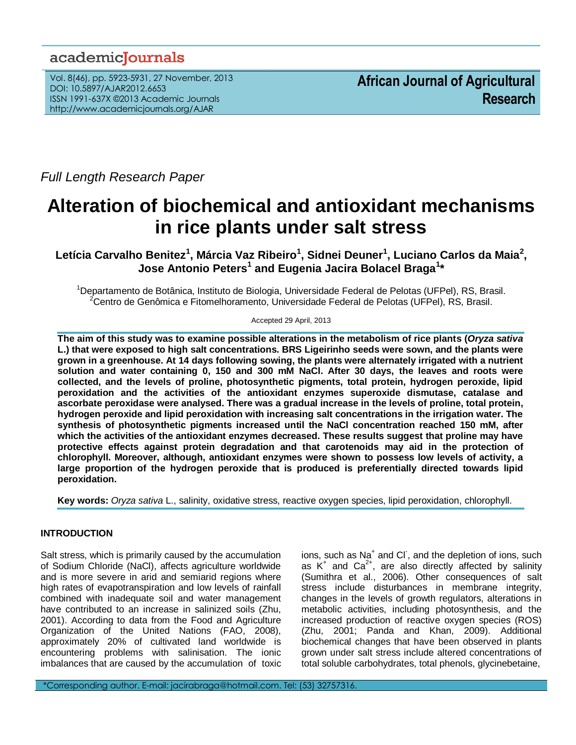Full Length Research Paper

# Alteration of biochemical and antioxidant mechanisms in rice plants under salt stress

**Letícia Carvalho Benitez[1], Márcia Vaz Ribeiro[1], Sidnei Deuner[1], Luciano Carlos da Maia[2], Jose Antonio Peters[1] and Eugenia Jacira Bolacel Braga[1]***

[1]Departamento de Botânica, Instituto de Biologia, Universidade Federal de Pelotas (UFPel), RS, Brasil.
[2]Centro de Genômica e Fitomelhoramento, Universidade Federal de Pelotas (UFPel), RS, Brasil.

Accepted 29 April, 2013

**The aim of this study was to examine possible alterations in the metabolism of rice plants (*Oryza sativa* L.) that were exposed to high salt concentrations. BRS Ligeirinho seeds were sown, and the plants were grown in a greenhouse. At 14 days following sowing, the plants were alternately irrigated with a nutrient solution and water containing 0, 150 and 300 mM NaCl. After 30 days, the leaves and roots were collected, and the levels of proline, photosynthetic pigments, total protein, hydrogen peroxide, lipid peroxidation and the activities of the antioxidant enzymes superoxide dismutase, catalase and ascorbate peroxidase were analysed. There was a gradual increase in the levels of proline, total protein, hydrogen peroxide and lipid peroxidation with increasing salt concentrations in the irrigation water. The synthesis of photosynthetic pigments increased until the NaCl concentration reached 150 mM, after which the activities of the antioxidant enzymes decreased. These results suggest that proline may have protective effects against protein degradation and that carotenoids may aid in the protection of chlorophyll. Moreover, although, antioxidant enzymes were shown to possess low levels of activity, a large proportion of the hydrogen peroxide that is produced is preferentially directed towards lipid peroxidation.**

**Key words:** *Oryza sativa* L., salinity, oxidative stress, reactive oxygen species, lipid peroxidation, chlorophyll.

## INTRODUCTION

Salt stress, which is primarily caused by the accumulation of Sodium Chloride (NaCl), affects agriculture worldwide and is more severe in arid and semiarid regions where high rates of evapotranspiration and low levels of rainfall combined with inadequate soil and water management have contributed to an increase in salinized soils (Zhu, 2001). According to data from the Food and Agriculture Organization of the United Nations (FAO, 2008), approximately 20% of cultivated land worldwide is encountering problems with salinisation. The ionic imbalances that are caused by the accumulation of toxic ions, such as $Na^+$ and $Cl^-$, and the depletion of ions, such as $K^+$ and $Ca^{2+}$, are also directly affected by salinity (Sumithra et al., 2006). Other consequences of salt stress include disturbances in membrane integrity, changes in the levels of growth regulators, alterations in metabolic activities, including photosynthesis, and the increased production of reactive oxygen species (ROS) (Zhu, 2001; Panda and Khan, 2009). Additional biochemical changes that have been observed in plants grown under salt stress include altered concentrations of total soluble carbohydrates, total phenols, glycinebetaine,

*Corresponding author. E-mail: jacirabraga@hotmail.com. Tel: (53) 32757316.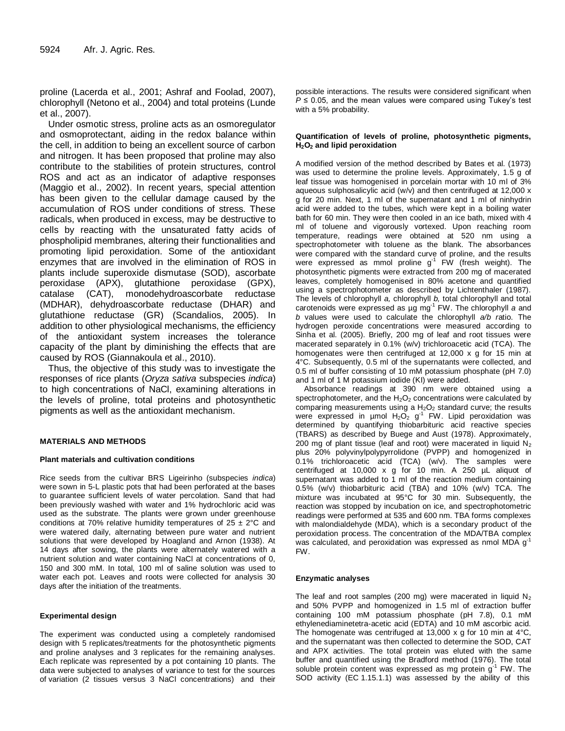proline (Lacerda et al., 2001; Ashraf and Foolad, 2007), chlorophyll (Netono et al., 2004) and total proteins (Lunde et al., 2007).

Under osmotic stress, proline acts as an osmoregulator and osmoprotectant, aiding in the redox balance within the cell, in addition to being an excellent source of carbon and nitrogen. It has been proposed that proline may also contribute to the stabilities of protein structures, control ROS and act as an indicator of adaptive responses (Maggio et al., 2002). In recent years, special attention has been given to the cellular damage caused by the accumulation of ROS under conditions of stress. These radicals, when produced in excess, may be destructive to cells by reacting with the unsaturated fatty acids of phospholipid membranes, altering their functionalities and promoting lipid peroxidation. Some of the antioxidant enzymes that are involved in the elimination of ROS in plants include superoxide dismutase (SOD), ascorbate peroxidase (APX), glutathione peroxidase (GPX), catalase (CAT), monodehydroascorbate reductase (MDHAR), dehydroascorbate reductase (DHAR) and glutathione reductase (GR) (Scandalios, 2005). In addition to other physiological mechanisms, the efficiency of the antioxidant system increases the tolerance capacity of the plant by diminishing the effects that are caused by ROS (Giannakoula et al., 2010).

Thus, the objective of this study was to investigate the responses of rice plants (*Oryza sativa* subspecies *indica*) to high concentrations of NaCl, examining alterations in the levels of proline, total proteins and photosynthetic pigments as well as the antioxidant mechanism.

## MATERIALS AND METHODS

### Plant materials and cultivation conditions

Rice seeds from the cultivar BRS Ligeirinho (subspecies *indica*) were sown in 5-L plastic pots that had been perforated at the bases to guarantee sufficient levels of water percolation. Sand that had been previously washed with water and 1% hydrochloric acid was used as the substrate. The plants were grown under greenhouse conditions at 70% relative humidity temperatures of 25 ± 2°C and were watered daily, alternating between pure water and nutrient solutions that were developed by Hoagland and Arnon (1938). At 14 days after sowing, the plants were alternately watered with a nutrient solution and water containing NaCl at concentrations of 0, 150 and 300 mM. In total, 100 ml of saline solution was used to water each pot. Leaves and roots were collected for analysis 30 days after the initiation of the treatments.

### Experimental design

The experiment was conducted using a completely randomised design with 5 replicates/treatments for the photosynthetic pigments and proline analyses and 3 replicates for the remaining analyses. Each replicate was represented by a pot containing 10 plants. The data were subjected to analyses of variance to test for the sources of variation (2 tissues versus 3 NaCl concentrations) and their possible interactions. The results were considered significant when $P \leq 0.05$, and the mean values were compared using Tukey's test with a 5% probability.

### Quantification of levels of proline, photosynthetic pigments, $H_2O_2$ and lipid peroxidation

A modified version of the method described by Bates et al. (1973) was used to determine the proline levels. Approximately, 1.5 g of leaf tissue was homogenised in porcelain mortar with 10 ml of 3% aqueous sulphosalicylic acid (w/v) and then centrifuged at 12,000 x g for 20 min. Next, 1 ml of the supernatant and 1 ml of ninhydrin acid were added to the tubes, which were kept in a boiling water bath for 60 min. They were then cooled in an ice bath, mixed with 4 ml of toluene and vigorously vortexed. Upon reaching room temperature, readings were obtained at 520 nm using a spectrophotometer with toluene as the blank. The absorbances were compared with the standard curve of proline, and the results were expressed as mmol proline $g^{-1}$ FW (fresh weight). The photosynthetic pigments were extracted from 200 mg of macerated leaves, completely homogenised in 80% acetone and quantified using a spectrophotometer as described by Lichtenthaler (1987). The levels of chlorophyll *a,* chlorophyll *b,* total chlorophyll and total carotenoids were expressed as µg $mg^{-1}$ FW. The chlorophyll *a* and *b* values were used to calculate the chlorophyll *a/b r*atio. The hydrogen peroxide concentrations were measured according to Sinha et al. (2005). Briefly, 200 mg of leaf and root tissues were macerated separately in 0.1% (w/v) trichloroacetic acid (TCA). The homogenates were then centrifuged at 12,000 x g for 15 min at 4°C. Subsequently, 0.5 ml of the supernatants were collected, and 0.5 ml of buffer consisting of 10 mM potassium phosphate (pH 7.0) and 1 ml of 1 M potassium iodide (KI) were added.

Absorbance readings at 390 nm were obtained using a spectrophotometer, and the $H_2O_2$ concentrations were calculated by comparing measurements using a $H_2O_2$ standard curve; the results were expressed in µmol $H_2O_2$ $g^{-1}$ FW. Lipid peroxidation was determined by quantifying thiobarbituric acid reactive species (TBARS) as described by Buege and Aust (1978). Approximately, 200 mg of plant tissue (leaf and root) were macerated in liquid $N_2$ plus 20% polyvinylpolypyrrolidone (PVPP) and homogenized in 0.1% trichloroacetic acid (TCA) (w/v). The samples were centrifuged at 10,000 x g for 10 min. A 250 µL aliquot of supernatant was added to 1 ml of the reaction medium containing 0.5% (w/v) thiobarbituric acid (TBA) and 10% (w/v) TCA. The mixture was incubated at 95°C for 30 min. Subsequently, the reaction was stopped by incubation on ice, and spectrophotometric readings were performed at 535 and 600 nm. TBA forms complexes with malondialdehyde (MDA), which is a secondary product of the peroxidation process. The concentration of the MDA/TBA complex was calculated, and peroxidation was expressed as nmol MDA $g^{-1}$ FW.

### Enzymatic analyses

The leaf and root samples (200 mg) were macerated in liquid $N_2$ and 50% PVPP and homogenized in 1.5 ml of extraction buffer containing 100 mM potassium phosphate (pH 7.8), 0.1 mM ethylenediaminetetra-acetic acid (EDTA) and 10 mM ascorbic acid. The homogenate was centrifuged at 13,000 x g for 10 min at 4°C, and the supernatant was then collected to determine the SOD, CAT and APX activities. The total protein was eluted with the same buffer and quantified using the Bradford method (1976). The total soluble protein content was expressed as mg protein $g^{-1}$ FW. The SOD activity (EC 1.15.1.1) was assessed by the ability of this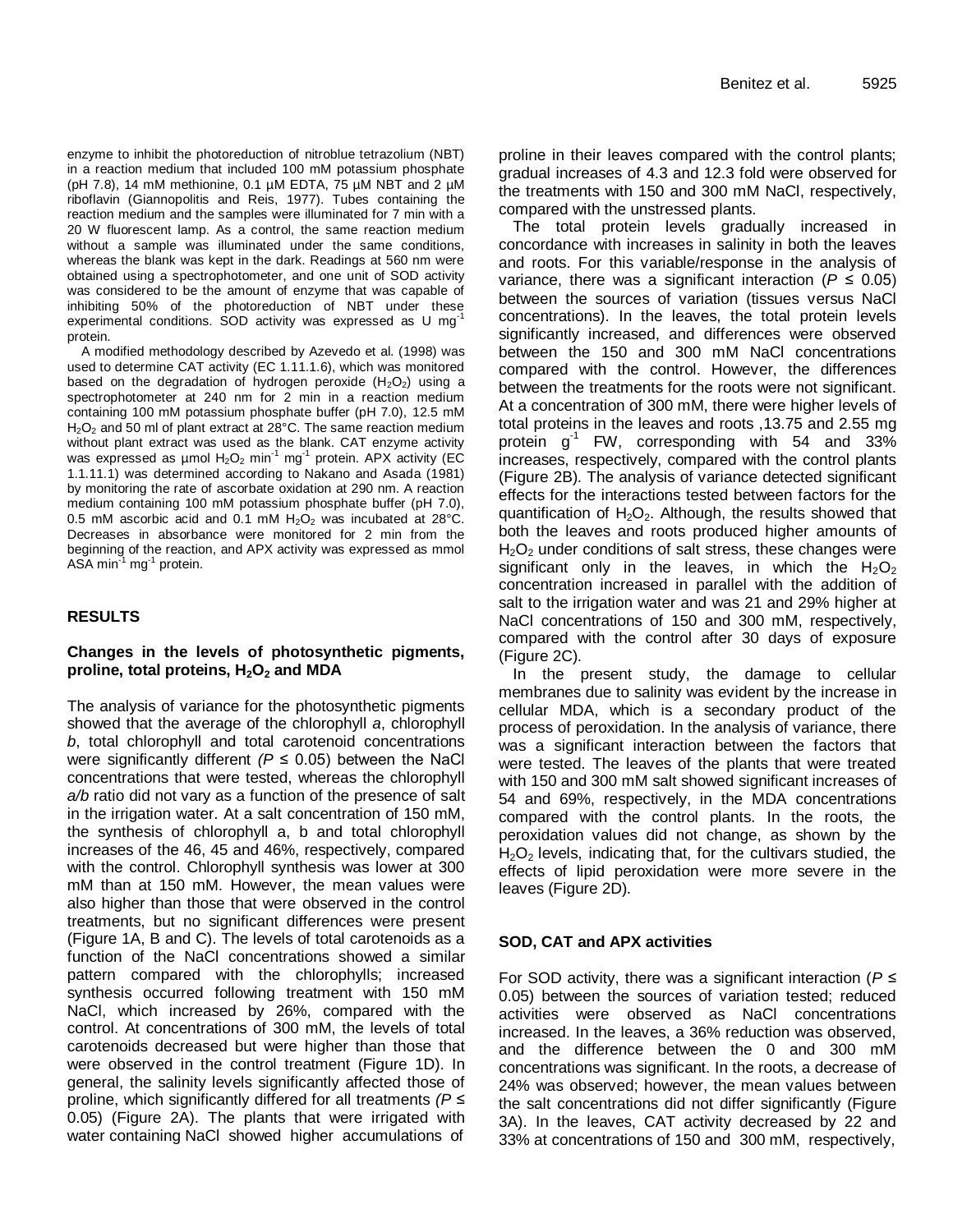enzyme to inhibit the photoreduction of nitroblue tetrazolium (NBT) in a reaction medium that included 100 mM potassium phosphate (pH 7.8), 14 mM methionine, 0.1 µM EDTA, 75 µM NBT and 2 µM riboflavin (Giannopolitis and Reis, 1977). Tubes containing the reaction medium and the samples were illuminated for 7 min with a 20 W fluorescent lamp. As a control, the same reaction medium without a sample was illuminated under the same conditions, whereas the blank was kept in the dark. Readings at 560 nm were obtained using a spectrophotometer, and one unit of SOD activity was considered to be the amount of enzyme that was capable of inhibiting 50% of the photoreduction of NBT under these experimental conditions. SOD activity was expressed as U $mg^{-1}$ protein.

A modified methodology described by Azevedo et al. (1998) was used to determine CAT activity (EC 1.11.1.6), which was monitored based on the degradation of hydrogen peroxide ($H_2O_2$) using a spectrophotometer at 240 nm for 2 min in a reaction medium containing 100 mM potassium phosphate buffer (pH 7.0), 12.5 mM $H_2O_2$ and 50 ml of plant extract at 28°C. The same reaction medium without plant extract was used as the blank. CAT enzyme activity was expressed as µmol $H_2O_2$ $min^{-1}$ $mg^{-1}$ protein. APX activity (EC 1.11.11.1) was determined according to Nakano and Asada (1981) by monitoring the rate of ascorbate oxidation at 290 nm. A reaction medium containing 100 mM potassium phosphate buffer (pH 7.0), 0.5 mM ascorbic acid and 0.1 mM $H_2O_2$ was incubated at 28°C. Decreases in absorbance were monitored for 2 min from the beginning of the reaction, and APX activity was expressed as mmol ASA $min^{-1}$ $mg^{-1}$ protein.

## RESULTS

### Changes in the levels of photosynthetic pigments, proline, total proteins, $H_2O_2$ and MDA

The analysis of variance for the photosynthetic pigments showed that the average of the chlorophyll *a*, chlorophyll *b*, total chlorophyll and total carotenoid concentrations were significantly different *($P \leq 0.05$)* between the NaCl concentrations that were tested, whereas the chlorophyll *a/b* ratio did not vary as a function of the presence of salt in the irrigation water. At a salt concentration of 150 mM, the synthesis of chlorophyll a, b and total chlorophyll increases of the 46, 45 and 46%, respectively, compared with the control. Chlorophyll synthesis was lower at 300 mM than at 150 mM. However, the mean values were also higher than those that were observed in the control treatments, but no significant differences were present (Figure 1A, B and C). The levels of total carotenoids as a function of the NaCl concentrations showed a similar pattern compared with the chlorophylls; increased synthesis occurred following treatment with 150 mM NaCl, which increased by 26%, compared with the control. At concentrations of 300 mM, the levels of total carotenoids decreased but were higher than those that were observed in the control treatment (Figure 1D). In general, the salinity levels significantly affected those of proline, which significantly differed for all treatments *($P \leq 0.05$)* (Figure 2A). The plants that were irrigated with water containing NaCl showed higher accumulations of proline in their leaves compared with the control plants; gradual increases of 4.3 and 12.3 fold were observed for the treatments with 150 and 300 mM NaCl, respectively, compared with the unstressed plants.

The total protein levels gradually increased in concordance with increases in salinity in both the leaves and roots. For this variable/response in the analysis of variance, there was a significant interaction ($P \leq 0.05$) between the sources of variation (tissues versus NaCl concentrations). In the leaves, the total protein levels significantly increased, and differences were observed between the 150 and 300 mM NaCl concentrations compared with the control. However, the differences between the treatments for the roots were not significant. At a concentration of 300 mM, there were higher levels of total proteins in the leaves and roots ,13.75 and 2.55 mg protein $g^{-1}$ FW, corresponding with 54 and 33% increases, respectively, compared with the control plants (Figure 2B). The analysis of variance detected significant effects for the interactions tested between factors for the quantification of $H_2O_2$. Although, the results showed that both the leaves and roots produced higher amounts of $H_2O_2$ under conditions of salt stress, these changes were significant only in the leaves, in which the $H_2O_2$ concentration increased in parallel with the addition of salt to the irrigation water and was 21 and 29% higher at NaCl concentrations of 150 and 300 mM, respectively, compared with the control after 30 days of exposure (Figure 2C).

In the present study, the damage to cellular membranes due to salinity was evident by the increase in cellular MDA, which is a secondary product of the process of peroxidation. In the analysis of variance, there was a significant interaction between the factors that were tested. The leaves of the plants that were treated with 150 and 300 mM salt showed significant increases of 54 and 69%, respectively, in the MDA concentrations compared with the control plants. In the roots, the peroxidation values did not change, as shown by the $H_2O_2$ levels, indicating that, for the cultivars studied, the effects of lipid peroxidation were more severe in the leaves (Figure 2D).

### SOD, CAT and APX activities

For SOD activity, there was a significant interaction ($P \leq 0.05$) between the sources of variation tested; reduced activities were observed as NaCl concentrations increased. In the leaves, a 36% reduction was observed, and the difference between the 0 and 300 mM concentrations was significant. In the roots, a decrease of 24% was observed; however, the mean values between the salt concentrations did not differ significantly (Figure 3A). In the leaves, CAT activity decreased by 22 and 33% at concentrations of 150 and 300 mM, respectively,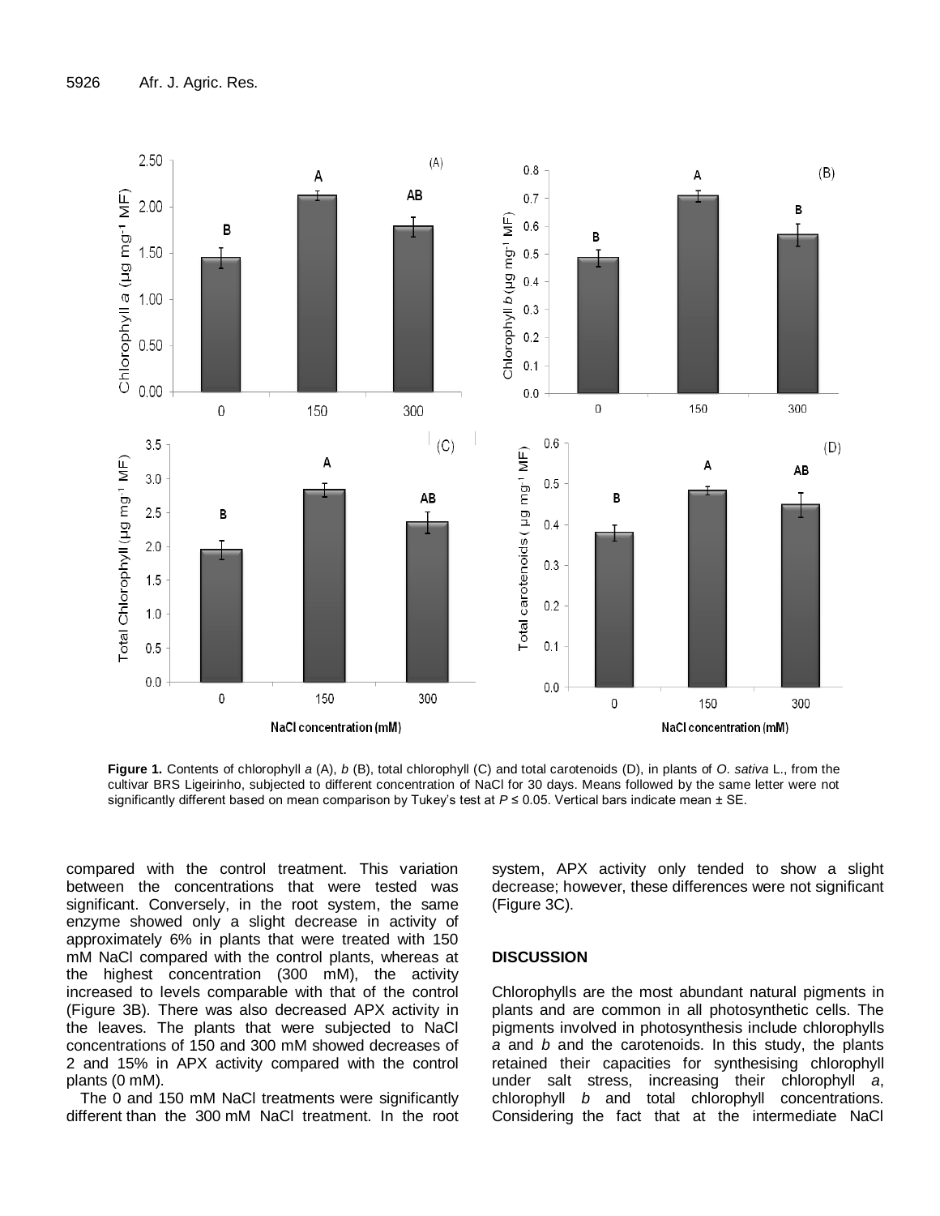**Figure 1.** Contents of chlorophyll *a* (A), *b* (B), total chlorophyll (C) and total carotenoids (D), in plants of *O. sativa* L., from the cultivar BRS Ligeirinho, subjected to different concentration of NaCl for 30 days. Means followed by the same letter were not significantly different based on mean comparison by Tukey's test at $P \leq 0.05$. Vertical bars indicate mean ± SE.

compared with the control treatment. This variation between the concentrations that were tested was significant. Conversely, in the root system, the same enzyme showed only a slight decrease in activity of approximately 6% in plants that were treated with 150 mM NaCl compared with the control plants, whereas at the highest concentration (300 mM), the activity increased to levels comparable with that of the control (Figure 3B). There was also decreased APX activity in the leaves. The plants that were subjected to NaCl concentrations of 150 and 300 mM showed decreases of 2 and 15% in APX activity compared with the control plants (0 mM).

The 0 and 150 mM NaCl treatments were significantly different than the 300 mM NaCl treatment. In the root system, APX activity only tended to show a slight decrease; however, these differences were not significant (Figure 3C).

## DISCUSSION

Chlorophylls are the most abundant natural pigments in plants and are common in all photosynthetic cells. The pigments involved in photosynthesis include chlorophylls *a* and *b* and the carotenoids. In this study, the plants retained their capacities for synthesising chlorophyll under salt stress, increasing their chlorophyll *a*, chlorophyll *b* and total chlorophyll concentrations. Considering the fact that at the intermediate NaCl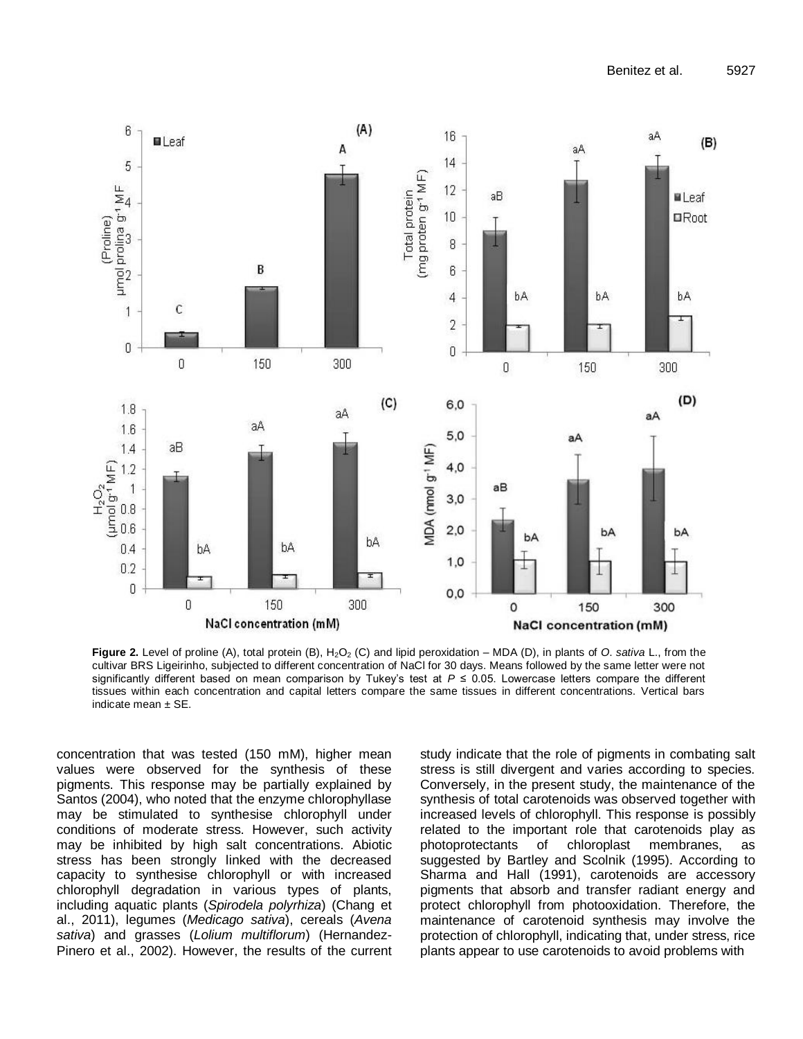**Figure 2.** Level of proline (A), total protein (B), $H_2O_2$ (C) and lipid peroxidation – MDA (D), in plants of *O. sativa* L., from the cultivar BRS Ligeirinho, subjected to different concentration of NaCl for 30 days. Means followed by the same letter were not significantly different based on mean comparison by Tukey's test at $P \leq 0.05$. Lowercase letters compare the different tissues within each concentration and capital letters compare the same tissues in different concentrations. Vertical bars indicate mean ± SE.

concentration that was tested (150 mM), higher mean values were observed for the synthesis of these pigments. This response may be partially explained by Santos (2004), who noted that the enzyme chlorophyllase may be stimulated to synthesise chlorophyll under conditions of moderate stress. However, such activity may be inhibited by high salt concentrations. Abiotic stress has been strongly linked with the decreased capacity to synthesise chlorophyll or with increased chlorophyll degradation in various types of plants, including aquatic plants (*Spirodela polyrhiza*) (Chang et al., 2011), legumes (*Medicago sativa*), cereals (*Avena sativa*) and grasses (*Lolium multiflorum*) (Hernandez-Pinero et al., 2002). However, the results of the current study indicate that the role of pigments in combating salt stress is still divergent and varies according to species. Conversely, in the present study, the maintenance of the synthesis of total carotenoids was observed together with increased levels of chlorophyll. This response is possibly related to the important role that carotenoids play as photoprotectants of chloroplast membranes, as suggested by Bartley and Scolnik (1995). According to Sharma and Hall (1991), carotenoids are accessory pigments that absorb and transfer radiant energy and protect chlorophyll from photooxidation. Therefore, the maintenance of carotenoid synthesis may involve the protection of chlorophyll, indicating that, under stress, rice plants appear to use carotenoids to avoid problems with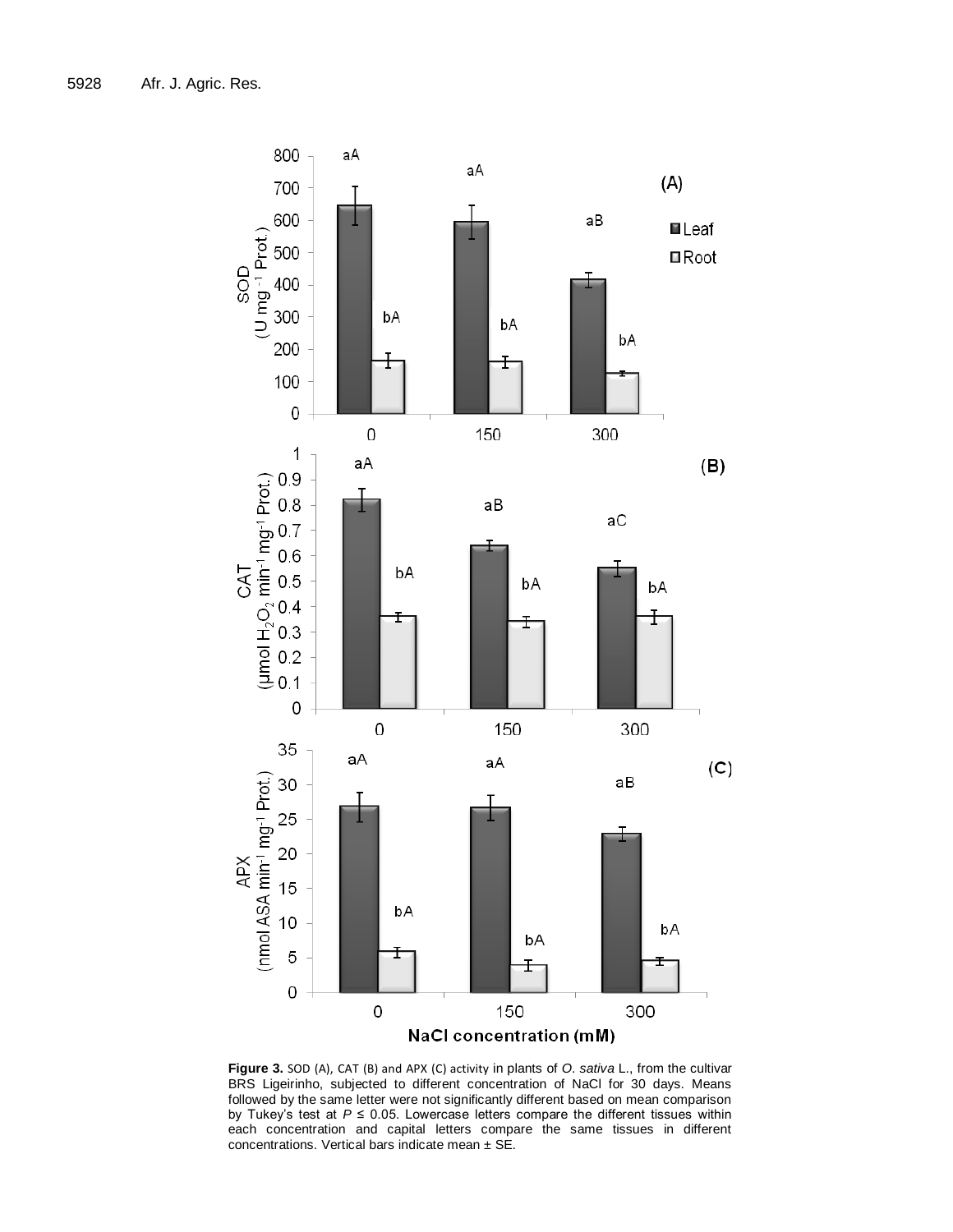**Figure 3.** SOD (A), CAT (B) and APX (C) activity in plants of *O. sativa* L., from the cultivar BRS Ligeirinho, subjected to different concentration of NaCl for 30 days. Means followed by the same letter were not significantly different based on mean comparison by Tukey's test at $P \leq 0.05$. Lowercase letters compare the different tissues within each concentration and capital letters compare the same tissues in different concentrations. Vertical bars indicate mean ± SE.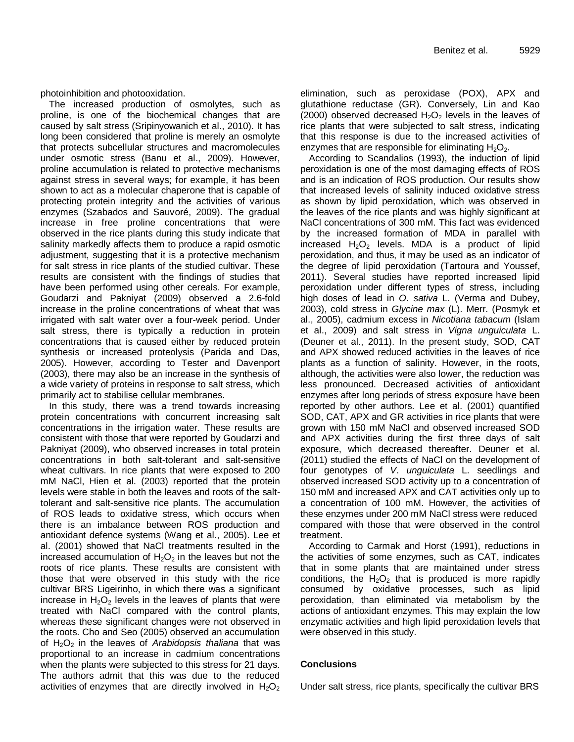photoinhibition and photooxidation.

The increased production of osmolytes, such as proline, is one of the biochemical changes that are caused by salt stress (Sripinyowanich et al., 2010). It has long been considered that proline is merely an osmolyte that protects subcellular structures and macromolecules under osmotic stress (Banu et al., 2009). However, proline accumulation is related to protective mechanisms against stress in several ways; for example, it has been shown to act as a molecular chaperone that is capable of protecting protein integrity and the activities of various enzymes (Szabados and Sauvoré, 2009). The gradual increase in free proline concentrations that were observed in the rice plants during this study indicate that salinity markedly affects them to produce a rapid osmotic adjustment, suggesting that it is a protective mechanism for salt stress in rice plants of the studied cultivar. These results are consistent with the findings of studies that have been performed using other cereals. For example, Goudarzi and Pakniyat (2009) observed a 2.6-fold increase in the proline concentrations of wheat that was irrigated with salt water over a four-week period. Under salt stress, there is typically a reduction in protein concentrations that is caused either by reduced protein synthesis or increased proteolysis (Parida and Das, 2005). However, according to Tester and Davenport (2003), there may also be an increase in the synthesis of a wide variety of proteins in response to salt stress, which primarily act to stabilise cellular membranes.

In this study, there was a trend towards increasing protein concentrations with concurrent increasing salt concentrations in the irrigation water. These results are consistent with those that were reported by Goudarzi and Pakniyat (2009), who observed increases in total protein concentrations in both salt-tolerant and salt-sensitive wheat cultivars. In rice plants that were exposed to 200 mM NaCl, Hien et al. (2003) reported that the protein levels were stable in both the leaves and roots of the salt-tolerant and salt-sensitive rice plants. The accumulation of ROS leads to oxidative stress, which occurs when there is an imbalance between ROS production and antioxidant defence systems (Wang et al., 2005). Lee et al. (2001) showed that NaCl treatments resulted in the increased accumulation of $H_2O_2$ in the leaves but not the roots of rice plants. These results are consistent with those that were observed in this study with the rice cultivar BRS Ligeirinho, in which there was a significant increase in $H_2O_2$ levels in the leaves of plants that were treated with NaCl compared with the control plants, whereas these significant changes were not observed in the roots. Cho and Seo (2005) observed an accumulation of $H_2O_2$ in the leaves of *Arabidopsis thaliana* that was proportional to an increase in cadmium concentrations when the plants were subjected to this stress for 21 days. The authors admit that this was due to the reduced activities of enzymes that are directly involved in $H_2O_2$ elimination, such as peroxidase (POX), APX and glutathione reductase (GR). Conversely, Lin and Kao (2000) observed decreased $H_2O_2$ levels in the leaves of rice plants that were subjected to salt stress, indicating that this response is due to the increased activities of enzymes that are responsible for eliminating $H_2O_2$.

According to Scandalios (1993), the induction of lipid peroxidation is one of the most damaging effects of ROS and is an indication of ROS production. Our results show that increased levels of salinity induced oxidative stress as shown by lipid peroxidation, which was observed in the leaves of the rice plants and was highly significant at NaCl concentrations of 300 mM. This fact was evidenced by the increased formation of MDA in parallel with increased $H_2O_2$ levels. MDA is a product of lipid peroxidation, and thus, it may be used as an indicator of the degree of lipid peroxidation (Tartoura and Youssef, 2011). Several studies have reported increased lipid peroxidation under different types of stress, including high doses of lead in *O*. *sativa* L. (Verma and Dubey, 2003), cold stress in *Glycine max* (L). Merr. (Posmyk et al., 2005), cadmium excess in *Nicotiana tabacum* (Islam et al., 2009) and salt stress in *Vigna unguiculata* L. (Deuner et al., 2011). In the present study, SOD, CAT and APX showed reduced activities in the leaves of rice plants as a function of salinity. However, in the roots, although, the activities were also lower, the reduction was less pronounced. Decreased activities of antioxidant enzymes after long periods of stress exposure have been reported by other authors. Lee et al. (2001) quantified SOD, CAT, APX and GR activities in rice plants that were grown with 150 mM NaCl and observed increased SOD and APX activities during the first three days of salt exposure, which decreased thereafter. Deuner et al. (2011) studied the effects of NaCl on the development of four genotypes of *V*. *unguiculata* L. seedlings and observed increased SOD activity up to a concentration of 150 mM and increased APX and CAT activities only up to a concentration of 100 mM. However, the activities of these enzymes under 200 mM NaCl stress were reduced compared with those that were observed in the control treatment.

According to Carmak and Horst (1991), reductions in the activities of some enzymes, such as CAT, indicates that in some plants that are maintained under stress conditions, the $H_2O_2$ that is produced is more rapidly consumed by oxidative processes, such as lipid peroxidation, than eliminated via metabolism by the actions of antioxidant enzymes. This may explain the low enzymatic activities and high lipid peroxidation levels that were observed in this study.

## Conclusions

Under salt stress, rice plants, specifically the cultivar BRS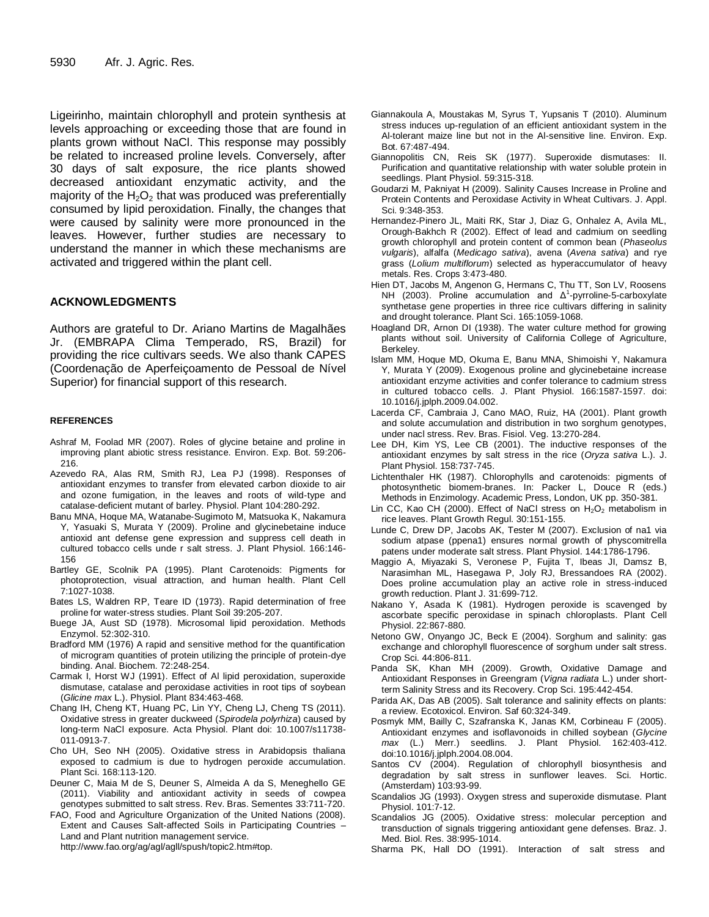Ligeirinho, maintain chlorophyll and protein synthesis at levels approaching or exceeding those that are found in plants grown without NaCl. This response may possibly be related to increased proline levels. Conversely, after 30 days of salt exposure, the rice plants showed decreased antioxidant enzymatic activity, and the majority of the $H_2O_2$ that was produced was preferentially consumed by lipid peroxidation. Finally, the changes that were caused by salinity were more pronounced in the leaves. However, further studies are necessary to understand the manner in which these mechanisms are activated and triggered within the plant cell.

## ACKNOWLEDGMENTS

Authors are grateful to Dr. Ariano Martins de Magalhães Jr. (EMBRAPA Clima Temperado, RS, Brazil) for providing the rice cultivars seeds. We also thank CAPES (Coordenação de Aperfeiçoamento de Pessoal de Nível Superior) for financial support of this research.

## REFERENCES

Ashraf M, Foolad MR (2007). Roles of glycine betaine and proline in improving plant abiotic stress resistance. Environ. Exp. Bot. 59:206-216.

Azevedo RA, Alas RM, Smith RJ, Lea PJ (1998). Responses of antioxidant enzymes to transfer from elevated carbon dioxide to air and ozone fumigation, in the leaves and roots of wild-type and catalase-deficient mutant of barley. Physiol. Plant 104:280-292.

Banu MNA, Hoque MA, Watanabe-Sugimoto M, Matsuoka K, Nakamura Y, Yasuaki S, Murata Y (2009). Proline and glycinebetaine induce antioxid ant defense gene expression and suppress cell death in cultured tobacco cells unde r salt stress. J. Plant Physiol. 166:146-156

Bartley GE, Scolnik PA (1995). Plant Carotenoids: Pigments for photoprotection, visual attraction, and human health. Plant Cell 7:1027-1038.

Bates LS, Waldren RP, Teare ID (1973). Rapid determination of free proline for water-stress studies. Plant Soil 39:205-207.

Buege JA, Aust SD (1978). Microsomal lipid peroxidation. Methods Enzymol. 52:302-310.

Bradford MM (1976) A rapid and sensitive method for the quantification of microgram quantities of protein utilizing the principle of protein-dye binding. Anal. Biochem. 72:248-254.

Carmak I, Horst WJ (1991). Effect of Al lipid peroxidation, superoxide dismutase, catalase and peroxidase activities in root tips of soybean (*Glicine max* L.). Physiol. Plant 834:463-468.

Chang IH, Cheng KT, Huang PC, Lin YY, Cheng LJ, Cheng TS (2011). Oxidative stress in greater duckweed (*Spirodela polyrhiza*) caused by long-term NaCl exposure. Acta Physiol. Plant doi: 10.1007/s11738-011-0913-7.

Cho UH, Seo NH (2005). Oxidative stress in Arabidopsis thaliana exposed to cadmium is due to hydrogen peroxide accumulation. Plant Sci. 168:113-120.

Deuner C, Maia M de S, Deuner S, Almeida A da S, Meneghello GE (2011). Viability and antioxidant activity in seeds of cowpea genotypes submitted to salt stress. Rev. Bras. Sementes 33:711-720.

FAO, Food and Agriculture Organization of the United Nations (2008). Extent and Causes Salt-affected Soils in Participating Countries – Land and Plant nutrition management service. http://www.fao.org/ag/agl/agll/spush/topic2.htm#top.

Giannakoula A, Moustakas M, Syrus T, Yupsanis T (2010). Aluminum stress induces up-regulation of an efficient antioxidant system in the Al-tolerant maize line but not in the Al-sensitive line. Environ. Exp. Bot. 67:487-494.

Giannopolitis CN, Reis SK (1977). Superoxide dismutases: II. Purification and quantitative relationship with water soluble protein in seedlings. Plant Physiol. 59:315-318.

Goudarzi M, Pakniyat H (2009). Salinity Causes Increase in Proline and Protein Contents and Peroxidase Activity in Wheat Cultivars. J. Appl. Sci. 9:348-353.

Hernandez-Pinero JL, Maiti RK, Star J, Diaz G, Onhalez A, Avila ML, Orough-Bakhch R (2002). Effect of lead and cadmium on seedling growth chlorophyll and protein content of common bean (*Phaseolus vulgaris*), alfalfa (*Medicago sativa*), avena (*Avena sativa*) and rye grass (*Lolium multiflorum*) selected as hyperaccumulator of heavy metals. Res. Crops 3:473-480.

Hien DT, Jacobs M, Angenon G, Hermans C, Thu TT, Son LV, Roosens NH (2003). Proline accumulation and $\Delta^1$-pyrroline-5-carboxylate synthetase gene properties in three rice cultivars differing in salinity and drought tolerance. Plant Sci. 165:1059-1068.

Hoagland DR, Arnon DI (1938). The water culture method for growing plants without soil. University of California College of Agriculture, Berkeley.

Islam MM, Hoque MD, Okuma E, Banu MNA, Shimoishi Y, Nakamura Y, Murata Y (2009). Exogenous proline and glycinebetaine increase antioxidant enzyme activities and confer tolerance to cadmium stress in cultured tobacco cells. J. Plant Physiol. 166:1587-1597. doi: 10.1016/j.jplph.2009.04.002.

Lacerda CF, Cambraia J, Cano MAO, Ruiz, HA (2001). Plant growth and solute accumulation and distribution in two sorghum genotypes, under nacl stress. Rev. Bras. Fisiol. Veg. 13:270-284.

Lee DH, Kim YS, Lee CB (2001). The inductive responses of the antioxidant enzymes by salt stress in the rice (*Oryza sativa* L.). J. Plant Physiol. 158:737-745.

Lichtenthaler HK (1987). Chlorophylls and carotenoids: pigments of photosynthetic biomem-branes. In: Packer L, Douce R (eds.) Methods in Enzimology. Academic Press, London, UK pp. 350-381.

Lin CC, Kao CH (2000). Effect of NaCl stress on $H_2O_2$ metabolism in rice leaves. Plant Growth Regul. 30:151-155.

Lunde C, Drew DP, Jacobs AK, Tester M (2007). Exclusion of na1 via sodium atpase (ppena1) ensures normal growth of physcomitrella patens under moderate salt stress. Plant Physiol. 144:1786-1796.

Maggio A, Miyazaki S, Veronese P, Fujita T, Ibeas JI, Damsz B, Narasimhan ML, Hasegawa P, Joly RJ, Bressandoes RA (2002). Does proline accumulation play an active role in stress-induced growth reduction. Plant J. 31:699-712.

Nakano Y, Asada K (1981). Hydrogen peroxide is scavenged by ascorbate specific peroxidase in spinach chloroplasts. Plant Cell Physiol. 22:867-880.

Netono GW, Onyango JC, Beck E (2004). Sorghum and salinity: gas exchange and chlorophyll fluorescence of sorghum under salt stress. Crop Sci. 44:806-811.

Panda SK, Khan MH (2009). Growth, Oxidative Damage and Antioxidant Responses in Greengram (*Vigna radiata* L.) under short-term Salinity Stress and its Recovery. Crop Sci. 195:442-454.

Parida AK, Das AB (2005). Salt tolerance and salinity effects on plants: a review. Ecotoxicol. Environ. Saf 60:324-349.

Posmyk MM, Bailly C, Szafranska K, Janas KM, Corbineau F (2005). Antioxidant enzymes and isoflavonoids in chilled soybean (*Glycine max* (L.) Merr.) seedlins. J. Plant Physiol. 162:403-412. doi:10.1016/j.jplph.2004.08.004.

Santos CV (2004). Regulation of chlorophyll biosynthesis and degradation by salt stress in sunflower leaves. Sci. Hortic. (Amsterdam) 103:93-99.

Scandalios JG (1993). Oxygen stress and superoxide dismutase. Plant Physiol. 101:7-12.

Scandalios JG (2005). Oxidative stress: molecular perception and transduction of signals triggering antioxidant gene defenses. Braz. J. Med. Biol. Res. 38:995-1014.

Sharma PK, Hall DO (1991). Interaction of salt stress and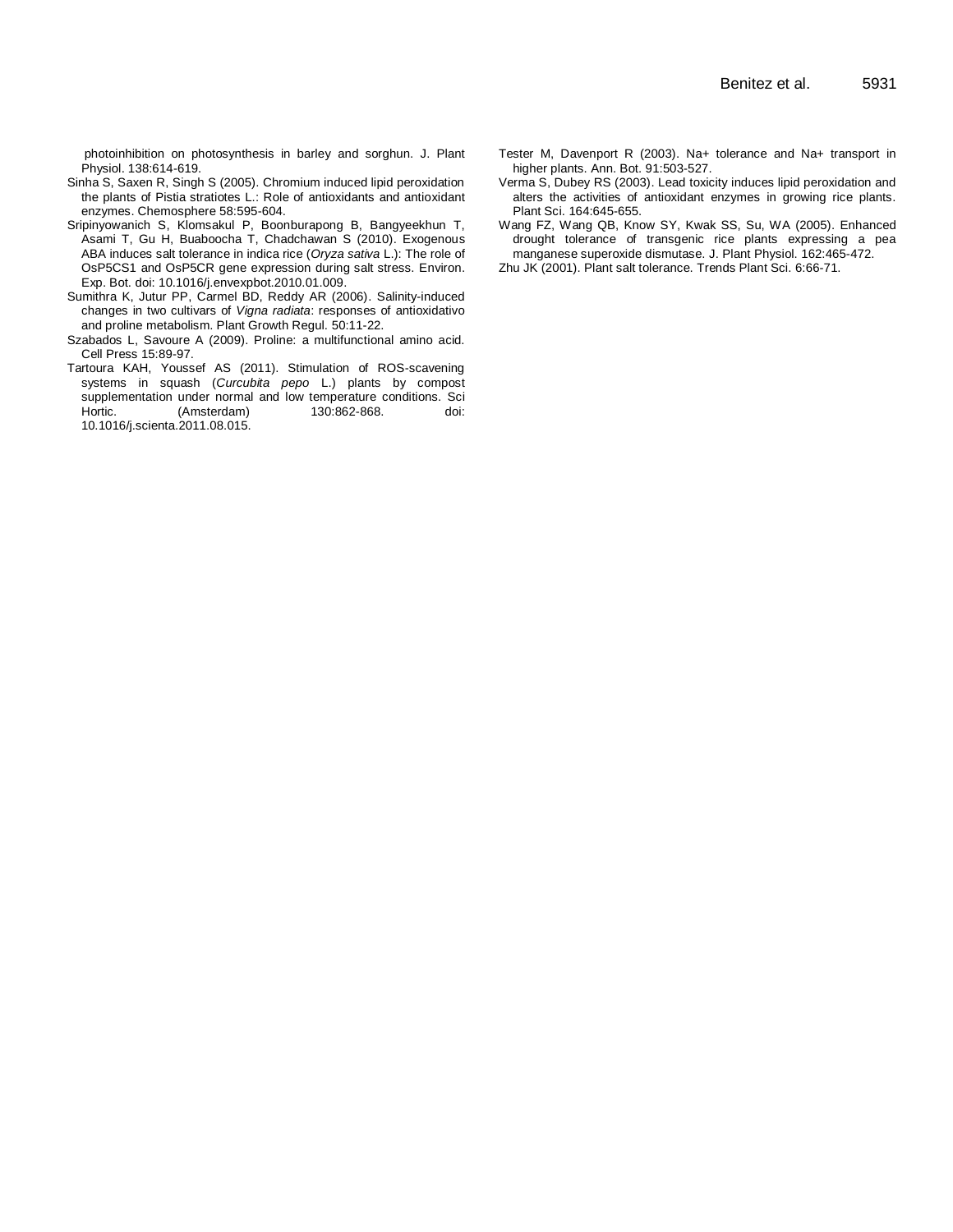photoinhibition on photosynthesis in barley and sorghun. J. Plant Physiol. 138:614-619.

Sinha S, Saxen R, Singh S (2005). Chromium induced lipid peroxidation the plants of Pistia stratiotes L.: Role of antioxidants and antioxidant enzymes. Chemosphere 58:595-604.

Sripinyowanich S, Klomsakul P, Boonburapong B, Bangyeekhun T, Asami T, Gu H, Buaboocha T, Chadchawan S (2010). Exogenous ABA induces salt tolerance in indica rice (*Oryza sativa* L.): The role of OsP5CS1 and OsP5CR gene expression during salt stress. Environ. Exp. Bot. doi: 10.1016/j.envexpbot.2010.01.009.

Sumithra K, Jutur PP, Carmel BD, Reddy AR (2006). Salinity-induced changes in two cultivars of *Vigna radiata*: responses of antioxidativo and proline metabolism. Plant Growth Regul. 50:11-22.

Szabados L, Savoure A (2009). Proline: a multifunctional amino acid. Cell Press 15:89-97.

Tartoura KAH, Youssef AS (2011). Stimulation of ROS-scavening systems in squash (*Curcubita pepo* L.) plants by compost supplementation under normal and low temperature conditions. Sci Hortic. (Amsterdam) 130:862-868. doi: 10.1016/j.scienta.2011.08.015.

Tester M, Davenport R (2003). Na+ tolerance and Na+ transport in higher plants. Ann. Bot. 91:503-527.

Verma S, Dubey RS (2003). Lead toxicity induces lipid peroxidation and alters the activities of antioxidant enzymes in growing rice plants. Plant Sci. 164:645-655.

Wang FZ, Wang QB, Know SY, Kwak SS, Su, WA (2005). Enhanced drought tolerance of transgenic rice plants expressing a pea manganese superoxide dismutase. J. Plant Physiol. 162:465-472.

Zhu JK (2001). Plant salt tolerance. Trends Plant Sci. 6:66-71.